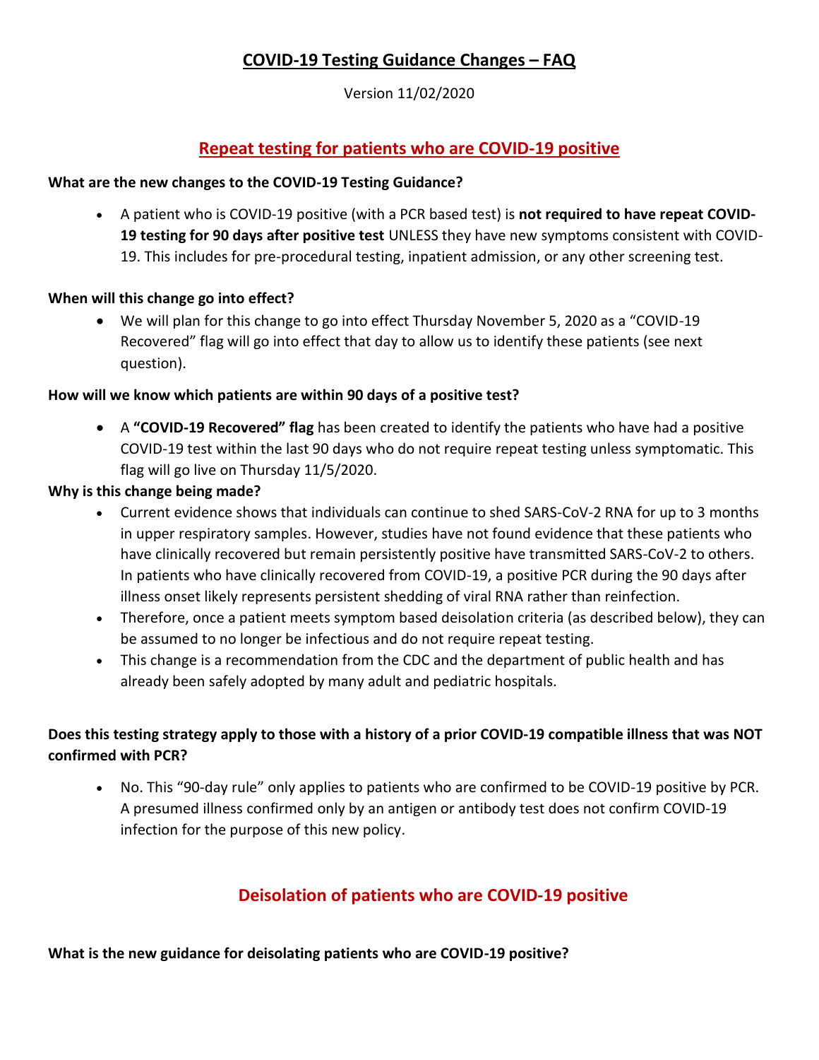# COVID-19 Testing Guidance Changes – FAQ

Version 11/02/2020

## Repeat testing for patients who are COVID-19 positive

**What are the new changes to the COVID-19 Testing Guidance?**

- A patient who is COVID-19 positive (with a PCR based test) is **not required to have repeat COVID-19 testing for 90 days after positive test** UNLESS they have new symptoms consistent with COVID-19. This includes for pre-procedural testing, inpatient admission, or any other screening test.

**When will this change go into effect?**

- We will plan for this change to go into effect Thursday November 5, 2020 as a "COVID-19 Recovered" flag will go into effect that day to allow us to identify these patients (see next question).

**How will we know which patients are within 90 days of a positive test?**

- A **"COVID-19 Recovered" flag** has been created to identify the patients who have had a positive COVID-19 test within the last 90 days who do not require repeat testing unless symptomatic. This flag will go live on Thursday 11/5/2020.

**Why is this change being made?**

- Current evidence shows that individuals can continue to shed SARS-CoV-2 RNA for up to 3 months in upper respiratory samples. However, studies have not found evidence that these patients who have clinically recovered but remain persistently positive have transmitted SARS-CoV-2 to others. In patients who have clinically recovered from COVID-19, a positive PCR during the 90 days after illness onset likely represents persistent shedding of viral RNA rather than reinfection.
- Therefore, once a patient meets symptom based deisolation criteria (as described below), they can be assumed to no longer be infectious and do not require repeat testing.
- This change is a recommendation from the CDC and the department of public health and has already been safely adopted by many adult and pediatric hospitals.

**Does this testing strategy apply to those with a history of a prior COVID-19 compatible illness that was NOT confirmed with PCR?**

- No. This "90-day rule" only applies to patients who are confirmed to be COVID-19 positive by PCR. A presumed illness confirmed only by an antigen or antibody test does not confirm COVID-19 infection for the purpose of this new policy.

## Deisolation of patients who are COVID-19 positive

**What is the new guidance for deisolating patients who are COVID-19 positive?**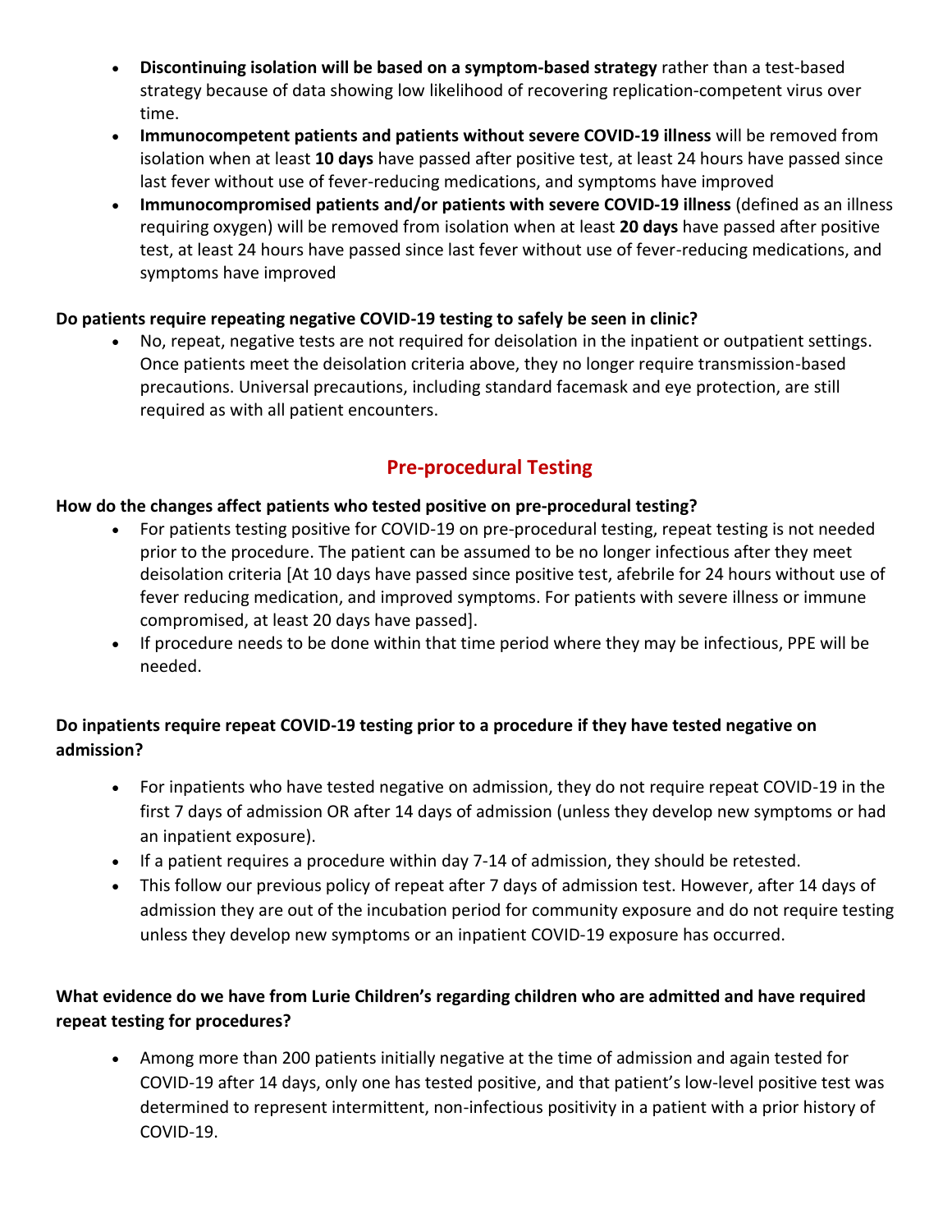- **Discontinuing isolation will be based on a symptom-based strategy** rather than a test-based strategy because of data showing low likelihood of recovering replication-competent virus over time.
- **Immunocompetent patients and patients without severe COVID-19 illness** will be removed from isolation when at least **10 days** have passed after positive test, at least 24 hours have passed since last fever without use of fever-reducing medications, and symptoms have improved
- **Immunocompromised patients and/or patients with severe COVID-19 illness** (defined as an illness requiring oxygen) will be removed from isolation when at least **20 days** have passed after positive test, at least 24 hours have passed since last fever without use of fever-reducing medications, and symptoms have improved

**Do patients require repeating negative COVID-19 testing to safely be seen in clinic?**

- No, repeat, negative tests are not required for deisolation in the inpatient or outpatient settings. Once patients meet the deisolation criteria above, they no longer require transmission-based precautions. Universal precautions, including standard facemask and eye protection, are still required as with all patient encounters.

## Pre-procedural Testing

**How do the changes affect patients who tested positive on pre-procedural testing?**

- For patients testing positive for COVID-19 on pre-procedural testing, repeat testing is not needed prior to the procedure. The patient can be assumed to be no longer infectious after they meet deisolation criteria [At 10 days have passed since positive test, afebrile for 24 hours without use of fever reducing medication, and improved symptoms. For patients with severe illness or immune compromised, at least 20 days have passed].
- If procedure needs to be done within that time period where they may be infectious, PPE will be needed.

**Do inpatients require repeat COVID-19 testing prior to a procedure if they have tested negative on admission?**

- For inpatients who have tested negative on admission, they do not require repeat COVID-19 in the first 7 days of admission OR after 14 days of admission (unless they develop new symptoms or had an inpatient exposure).
- If a patient requires a procedure within day 7-14 of admission, they should be retested.
- This follow our previous policy of repeat after 7 days of admission test. However, after 14 days of admission they are out of the incubation period for community exposure and do not require testing unless they develop new symptoms or an inpatient COVID-19 exposure has occurred.

**What evidence do we have from Lurie Children's regarding children who are admitted and have required repeat testing for procedures?**

- Among more than 200 patients initially negative at the time of admission and again tested for COVID-19 after 14 days, only one has tested positive, and that patient's low-level positive test was determined to represent intermittent, non-infectious positivity in a patient with a prior history of COVID-19.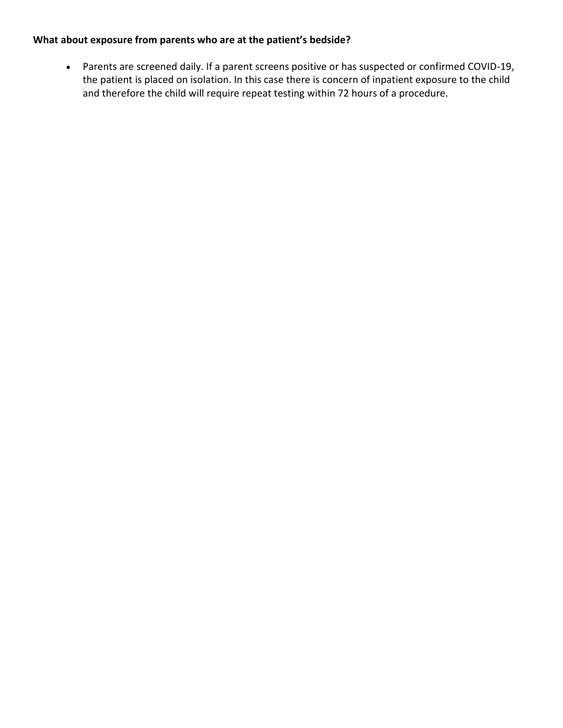**What about exposure from parents who are at the patient's bedside?**

- Parents are screened daily. If a parent screens positive or has suspected or confirmed COVID-19, the patient is placed on isolation. In this case there is concern of inpatient exposure to the child and therefore the child will require repeat testing within 72 hours of a procedure.